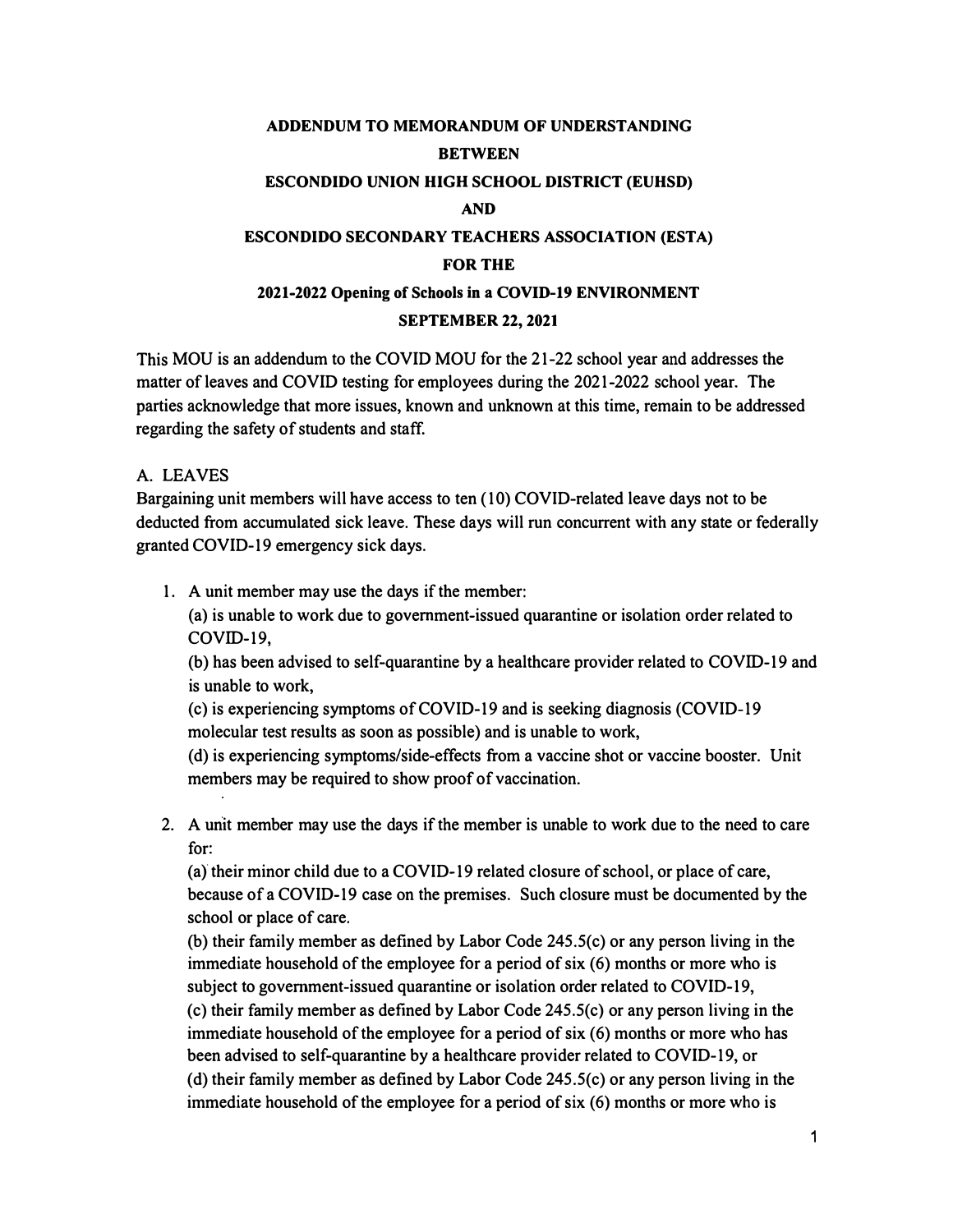**ADDENDUM TO MEMORANDUM OF UNDERSTANDING**

**BETWEEN**

**ESCONDIDO UNION HIGH SCHOOL DISTRICT (EUHSD)**

**AND**

**ESCONDIDO SECONDARY TEACHERS ASSOCIATION (ESTA)**

**FOR THE**

**2021-2022 Opening of Schools in a COVID-19 ENVIRONMENT**

**SEPTEMBER 22, 2021**

This MOU is an addendum to the COVID MOU for the 21-22 school year and addresses the matter of leaves and COVID testing for employees during the 2021-2022 school year. The parties acknowledge that more issues, known and unknown at this time, remain to be addressed regarding the safety of students and staff.

A. LEAVES

Bargaining unit members will have access to ten (10) COVID-related leave days not to be deducted from accumulated sick leave. These days will run concurrent with any state or federally granted COVID-19 emergency sick days.

1. A unit member may use the days if the member:

   (a) is unable to work due to government-issued quarantine or isolation order related to COVID-19,

   (b) has been advised to self-quarantine by a healthcare provider related to COVID-19 and is unable to work,

   (c) is experiencing symptoms of COVID-19 and is seeking diagnosis (COVID-19 molecular test results as soon as possible) and is unable to work,

   (d) is experiencing symptoms/side-effects from a vaccine shot or vaccine booster. Unit members may be required to show proof of vaccination.

2. A unit member may use the days if the member is unable to work due to the need to care for:

   (a) their minor child due to a COVID-19 related closure of school, or place of care, because of a COVID-19 case on the premises. Such closure must be documented by the school or place of care.

   (b) their family member as defined by Labor Code 245.5(c) or any person living in the immediate household of the employee for a period of six (6) months or more who is subject to government-issued quarantine or isolation order related to COVID-19,

   (c) their family member as defined by Labor Code 245.5(c) or any person living in the immediate household of the employee for a period of six (6) months or more who has been advised to self-quarantine by a healthcare provider related to COVID-19, or

   (d) their family member as defined by Labor Code 245.5(c) or any person living in the immediate household of the employee for a period of six (6) months or more who is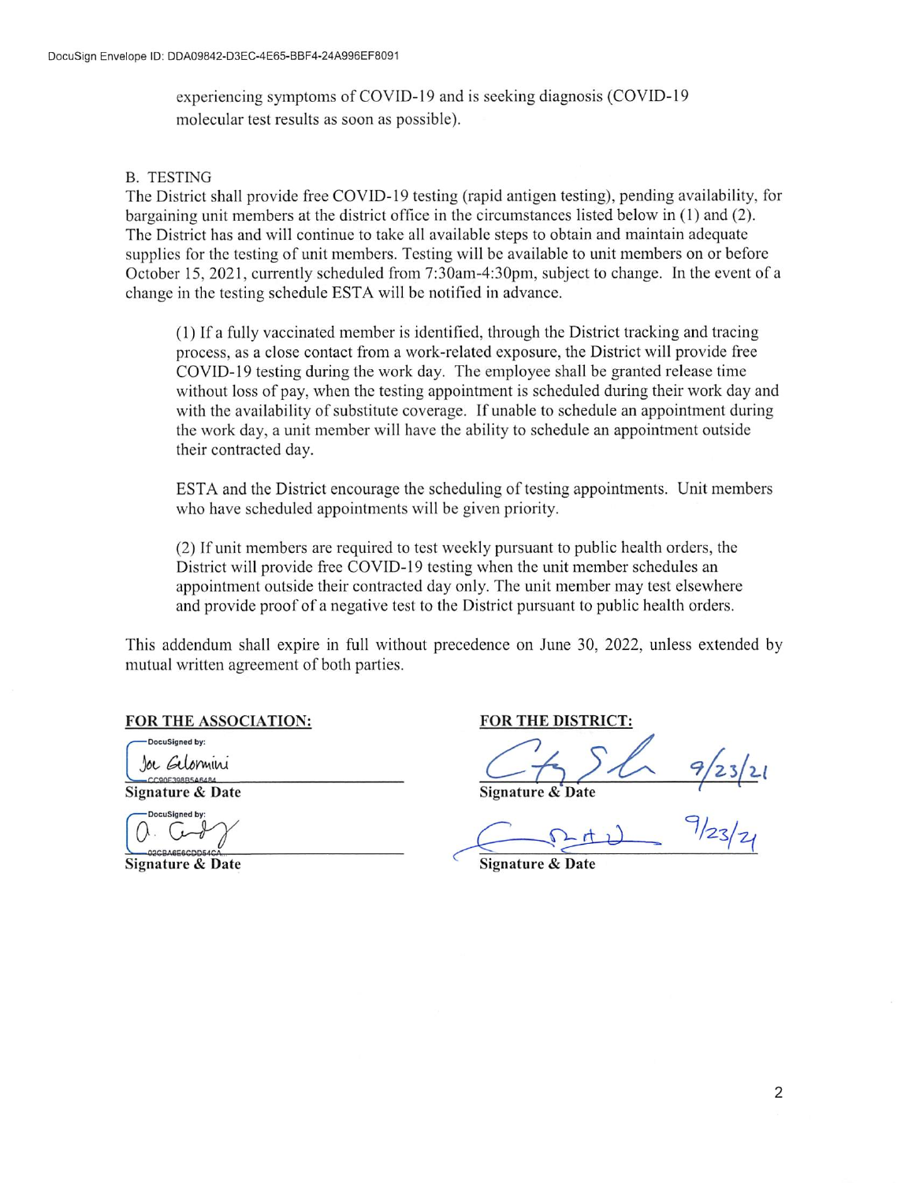experiencing symptoms of COVID-19 and is seeking diagnosis (COVID-19 molecular test results as soon as possible).

B. TESTING

The District shall provide free COVID-19 testing (rapid antigen testing), pending availability, for bargaining unit members at the district office in the circumstances listed below in (1) and (2). The District has and will continue to take all available steps to obtain and maintain adequate supplies for the testing of unit members. Testing will be available to unit members on or before October 15, 2021, currently scheduled from 7:30am-4:30pm, subject to change. In the event of a change in the testing schedule ESTA will be notified in advance.

(1) If a fully vaccinated member is identified, through the District tracking and tracing process, as a close contact from a work-related exposure, the District will provide free COVID-19 testing during the work day. The employee shall be granted release time without loss of pay, when the testing appointment is scheduled during their work day and with the availability of substitute coverage. If unable to schedule an appointment during the work day, a unit member will have the ability to schedule an appointment outside their contracted day.

ESTA and the District encourage the scheduling of testing appointments. Unit members who have scheduled appointments will be given priority.

(2) If unit members are required to test weekly pursuant to public health orders, the District will provide free COVID-19 testing when the unit member schedules an appointment outside their contracted day only. The unit member may test elsewhere and provide proof of a negative test to the District pursuant to public health orders.

This addendum shall expire in full without precedence on June 30, 2022, unless extended by mutual written agreement of both parties.

**FOR THE ASSOCIATION:**

DocuSigned by: Joe Gelormini

**Signature & Date**

DocuSigned by: [signature]

**Signature & Date**

**FOR THE DISTRICT:**

[signature] 9/23/21

**Signature & Date**

[signature] 9/23/21

**Signature & Date**